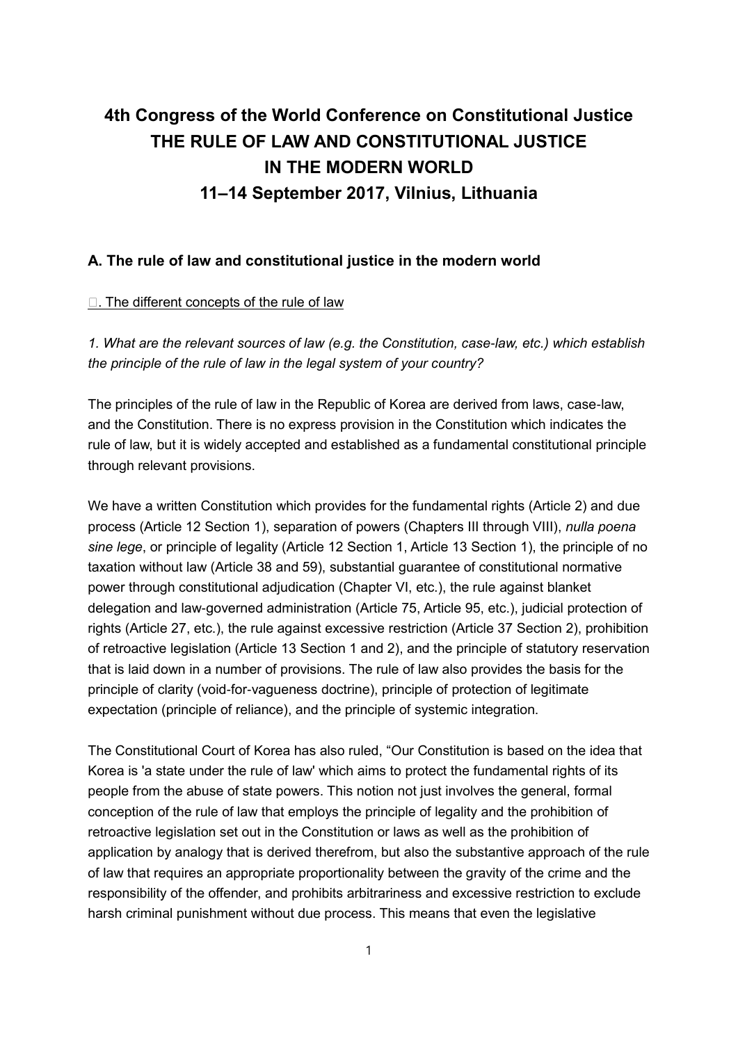# 4th Congress of the World Conference on Constitutional Justice
# THE RULE OF LAW AND CONSTITUTIONAL JUSTICE IN THE MODERN WORLD
# 11–14 September 2017, Vilnius, Lithuania

## A. The rule of law and constitutional justice in the modern world

□. The different concepts of the rule of law

*1. What are the relevant sources of law (e.g. the Constitution, case-law, etc.) which establish the principle of the rule of law in the legal system of your country?*

The principles of the rule of law in the Republic of Korea are derived from laws, case-law, and the Constitution. There is no express provision in the Constitution which indicates the rule of law, but it is widely accepted and established as a fundamental constitutional principle through relevant provisions.

We have a written Constitution which provides for the fundamental rights (Article 2) and due process (Article 12 Section 1), separation of powers (Chapters III through VIII), *nulla poena sine lege*, or principle of legality (Article 12 Section 1, Article 13 Section 1), the principle of no taxation without law (Article 38 and 59), substantial guarantee of constitutional normative power through constitutional adjudication (Chapter VI, etc.), the rule against blanket delegation and law-governed administration (Article 75, Article 95, etc.), judicial protection of rights (Article 27, etc.), the rule against excessive restriction (Article 37 Section 2), prohibition of retroactive legislation (Article 13 Section 1 and 2), and the principle of statutory reservation that is laid down in a number of provisions. The rule of law also provides the basis for the principle of clarity (void-for-vagueness doctrine), principle of protection of legitimate expectation (principle of reliance), and the principle of systemic integration.

The Constitutional Court of Korea has also ruled, "Our Constitution is based on the idea that Korea is 'a state under the rule of law' which aims to protect the fundamental rights of its people from the abuse of state powers. This notion not just involves the general, formal conception of the rule of law that employs the principle of legality and the prohibition of retroactive legislation set out in the Constitution or laws as well as the prohibition of application by analogy that is derived therefrom, but also the substantive approach of the rule of law that requires an appropriate proportionality between the gravity of the crime and the responsibility of the offender, and prohibits arbitrariness and excessive restriction to exclude harsh criminal punishment without due process. This means that even the legislative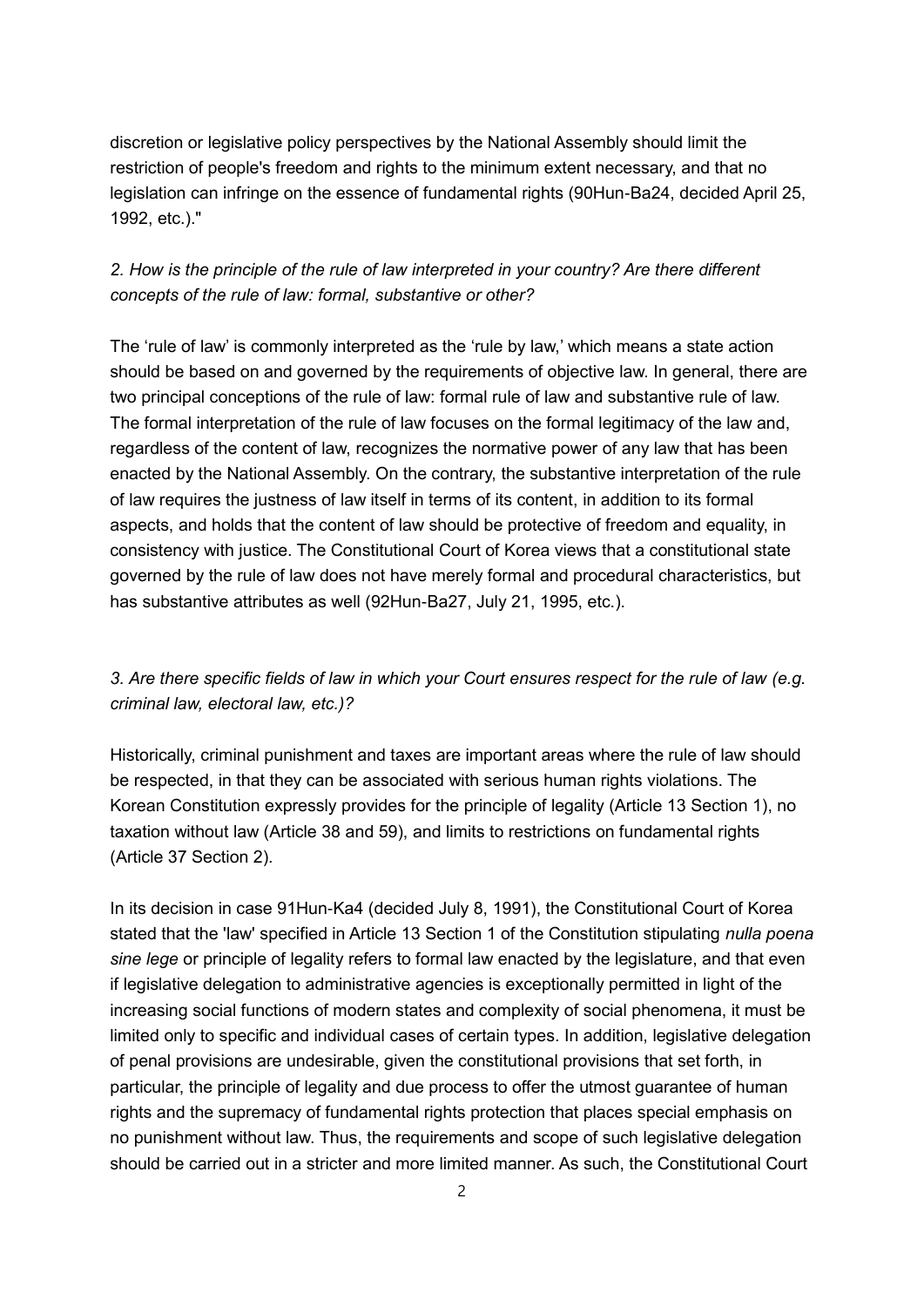discretion or legislative policy perspectives by the National Assembly should limit the restriction of people's freedom and rights to the minimum extent necessary, and that no legislation can infringe on the essence of fundamental rights (90Hun-Ba24, decided April 25, 1992, etc.)."

*2. How is the principle of the rule of law interpreted in your country? Are there different concepts of the rule of law: formal, substantive or other?*

The 'rule of law' is commonly interpreted as the 'rule by law,' which means a state action should be based on and governed by the requirements of objective law. In general, there are two principal conceptions of the rule of law: formal rule of law and substantive rule of law. The formal interpretation of the rule of law focuses on the formal legitimacy of the law and, regardless of the content of law, recognizes the normative power of any law that has been enacted by the National Assembly. On the contrary, the substantive interpretation of the rule of law requires the justness of law itself in terms of its content, in addition to its formal aspects, and holds that the content of law should be protective of freedom and equality, in consistency with justice. The Constitutional Court of Korea views that a constitutional state governed by the rule of law does not have merely formal and procedural characteristics, but has substantive attributes as well (92Hun-Ba27, July 21, 1995, etc.).

*3. Are there specific fields of law in which your Court ensures respect for the rule of law (e.g. criminal law, electoral law, etc.)?*

Historically, criminal punishment and taxes are important areas where the rule of law should be respected, in that they can be associated with serious human rights violations. The Korean Constitution expressly provides for the principle of legality (Article 13 Section 1), no taxation without law (Article 38 and 59), and limits to restrictions on fundamental rights (Article 37 Section 2).

In its decision in case 91Hun-Ka4 (decided July 8, 1991), the Constitutional Court of Korea stated that the 'law' specified in Article 13 Section 1 of the Constitution stipulating *nulla poena sine lege* or principle of legality refers to formal law enacted by the legislature, and that even if legislative delegation to administrative agencies is exceptionally permitted in light of the increasing social functions of modern states and complexity of social phenomena, it must be limited only to specific and individual cases of certain types. In addition, legislative delegation of penal provisions are undesirable, given the constitutional provisions that set forth, in particular, the principle of legality and due process to offer the utmost guarantee of human rights and the supremacy of fundamental rights protection that places special emphasis on no punishment without law. Thus, the requirements and scope of such legislative delegation should be carried out in a stricter and more limited manner. As such, the Constitutional Court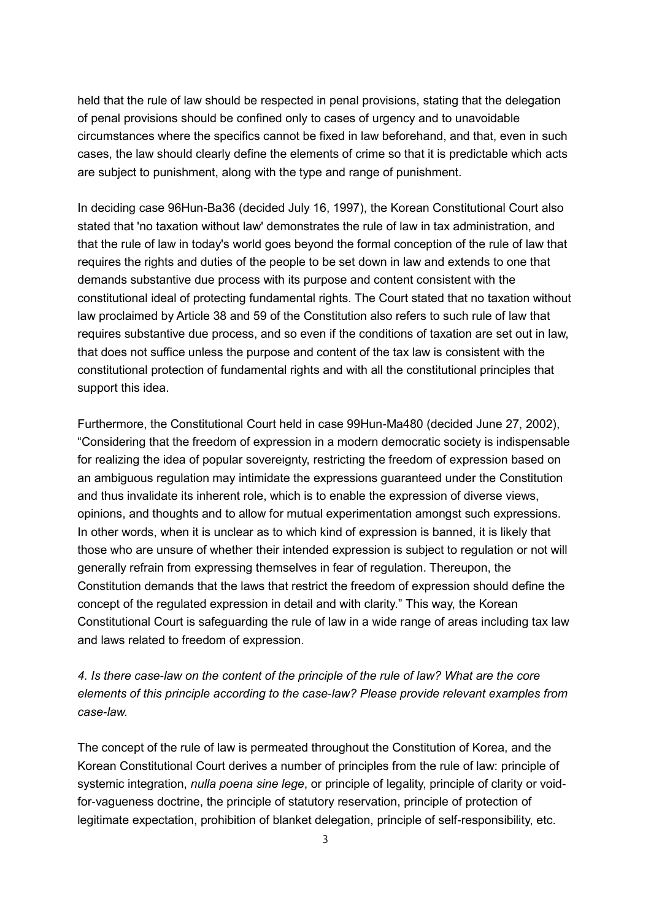held that the rule of law should be respected in penal provisions, stating that the delegation of penal provisions should be confined only to cases of urgency and to unavoidable circumstances where the specifics cannot be fixed in law beforehand, and that, even in such cases, the law should clearly define the elements of crime so that it is predictable which acts are subject to punishment, along with the type and range of punishment.

In deciding case 96Hun-Ba36 (decided July 16, 1997), the Korean Constitutional Court also stated that 'no taxation without law' demonstrates the rule of law in tax administration, and that the rule of law in today's world goes beyond the formal conception of the rule of law that requires the rights and duties of the people to be set down in law and extends to one that demands substantive due process with its purpose and content consistent with the constitutional ideal of protecting fundamental rights. The Court stated that no taxation without law proclaimed by Article 38 and 59 of the Constitution also refers to such rule of law that requires substantive due process, and so even if the conditions of taxation are set out in law, that does not suffice unless the purpose and content of the tax law is consistent with the constitutional protection of fundamental rights and with all the constitutional principles that support this idea.

Furthermore, the Constitutional Court held in case 99Hun-Ma480 (decided June 27, 2002), "Considering that the freedom of expression in a modern democratic society is indispensable for realizing the idea of popular sovereignty, restricting the freedom of expression based on an ambiguous regulation may intimidate the expressions guaranteed under the Constitution and thus invalidate its inherent role, which is to enable the expression of diverse views, opinions, and thoughts and to allow for mutual experimentation amongst such expressions. In other words, when it is unclear as to which kind of expression is banned, it is likely that those who are unsure of whether their intended expression is subject to regulation or not will generally refrain from expressing themselves in fear of regulation. Thereupon, the Constitution demands that the laws that restrict the freedom of expression should define the concept of the regulated expression in detail and with clarity." This way, the Korean Constitutional Court is safeguarding the rule of law in a wide range of areas including tax law and laws related to freedom of expression.

*4. Is there case-law on the content of the principle of the rule of law? What are the core elements of this principle according to the case-law? Please provide relevant examples from case-law.*

The concept of the rule of law is permeated throughout the Constitution of Korea, and the Korean Constitutional Court derives a number of principles from the rule of law: principle of systemic integration, *nulla poena sine lege*, or principle of legality, principle of clarity or void-for-vagueness doctrine, the principle of statutory reservation, principle of protection of legitimate expectation, prohibition of blanket delegation, principle of self-responsibility, etc.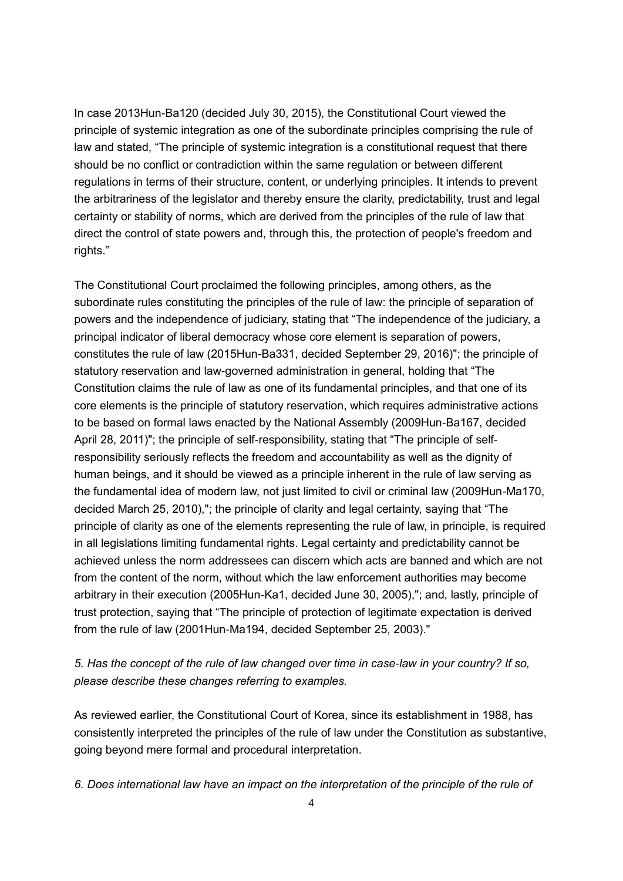In case 2013Hun-Ba120 (decided July 30, 2015), the Constitutional Court viewed the principle of systemic integration as one of the subordinate principles comprising the rule of law and stated, “The principle of systemic integration is a constitutional request that there should be no conflict or contradiction within the same regulation or between different regulations in terms of their structure, content, or underlying principles. It intends to prevent the arbitrariness of the legislator and thereby ensure the clarity, predictability, trust and legal certainty or stability of norms, which are derived from the principles of the rule of law that direct the control of state powers and, through this, the protection of people's freedom and rights.”

The Constitutional Court proclaimed the following principles, among others, as the subordinate rules constituting the principles of the rule of law: the principle of separation of powers and the independence of judiciary, stating that “The independence of the judiciary, a principal indicator of liberal democracy whose core element is separation of powers, constitutes the rule of law (2015Hun-Ba331, decided September 29, 2016)"; the principle of statutory reservation and law-governed administration in general, holding that “The Constitution claims the rule of law as one of its fundamental principles, and that one of its core elements is the principle of statutory reservation, which requires administrative actions to be based on formal laws enacted by the National Assembly (2009Hun-Ba167, decided April 28, 2011)"; the principle of self-responsibility, stating that “The principle of self-responsibility seriously reflects the freedom and accountability as well as the dignity of human beings, and it should be viewed as a principle inherent in the rule of law serving as the fundamental idea of modern law, not just limited to civil or criminal law (2009Hun-Ma170, decided March 25, 2010),"; the principle of clarity and legal certainty, saying that “The principle of clarity as one of the elements representing the rule of law, in principle, is required in all legislations limiting fundamental rights. Legal certainty and predictability cannot be achieved unless the norm addressees can discern which acts are banned and which are not from the content of the norm, without which the law enforcement authorities may become arbitrary in their execution (2005Hun-Ka1, decided June 30, 2005),"; and, lastly, principle of trust protection, saying that “The principle of protection of legitimate expectation is derived from the rule of law (2001Hun-Ma194, decided September 25, 2003)."

*5. Has the concept of the rule of law changed over time in case-law in your country? If so, please describe these changes referring to examples.*

As reviewed earlier, the Constitutional Court of Korea, since its establishment in 1988, has consistently interpreted the principles of the rule of law under the Constitution as substantive, going beyond mere formal and procedural interpretation.

*6. Does international law have an impact on the interpretation of the principle of the rule of*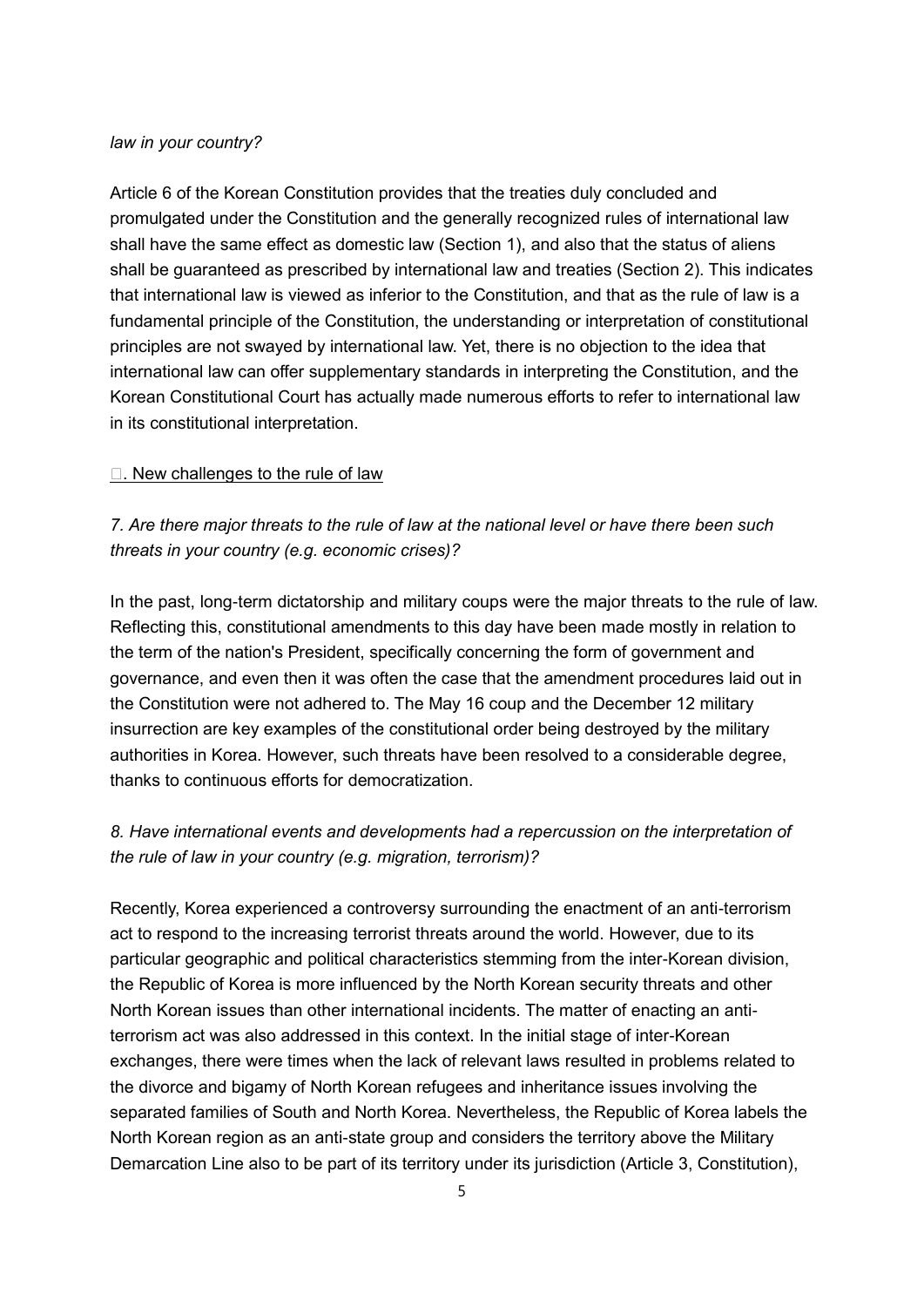*law in your country?*

Article 6 of the Korean Constitution provides that the treaties duly concluded and promulgated under the Constitution and the generally recognized rules of international law shall have the same effect as domestic law (Section 1), and also that the status of aliens shall be guaranteed as prescribed by international law and treaties (Section 2). This indicates that international law is viewed as inferior to the Constitution, and that as the rule of law is a fundamental principle of the Constitution, the understanding or interpretation of constitutional principles are not swayed by international law. Yet, there is no objection to the idea that international law can offer supplementary standards in interpreting the Constitution, and the Korean Constitutional Court has actually made numerous efforts to refer to international law in its constitutional interpretation.

## □. New challenges to the rule of law

*7. Are there major threats to the rule of law at the national level or have there been such threats in your country (e.g. economic crises)?*

In the past, long-term dictatorship and military coups were the major threats to the rule of law. Reflecting this, constitutional amendments to this day have been made mostly in relation to the term of the nation's President, specifically concerning the form of government and governance, and even then it was often the case that the amendment procedures laid out in the Constitution were not adhered to. The May 16 coup and the December 12 military insurrection are key examples of the constitutional order being destroyed by the military authorities in Korea. However, such threats have been resolved to a considerable degree, thanks to continuous efforts for democratization.

*8. Have international events and developments had a repercussion on the interpretation of the rule of law in your country (e.g. migration, terrorism)?*

Recently, Korea experienced a controversy surrounding the enactment of an anti-terrorism act to respond to the increasing terrorist threats around the world. However, due to its particular geographic and political characteristics stemming from the inter-Korean division, the Republic of Korea is more influenced by the North Korean security threats and other North Korean issues than other international incidents. The matter of enacting an anti-terrorism act was also addressed in this context. In the initial stage of inter-Korean exchanges, there were times when the lack of relevant laws resulted in problems related to the divorce and bigamy of North Korean refugees and inheritance issues involving the separated families of South and North Korea. Nevertheless, the Republic of Korea labels the North Korean region as an anti-state group and considers the territory above the Military Demarcation Line also to be part of its territory under its jurisdiction (Article 3, Constitution),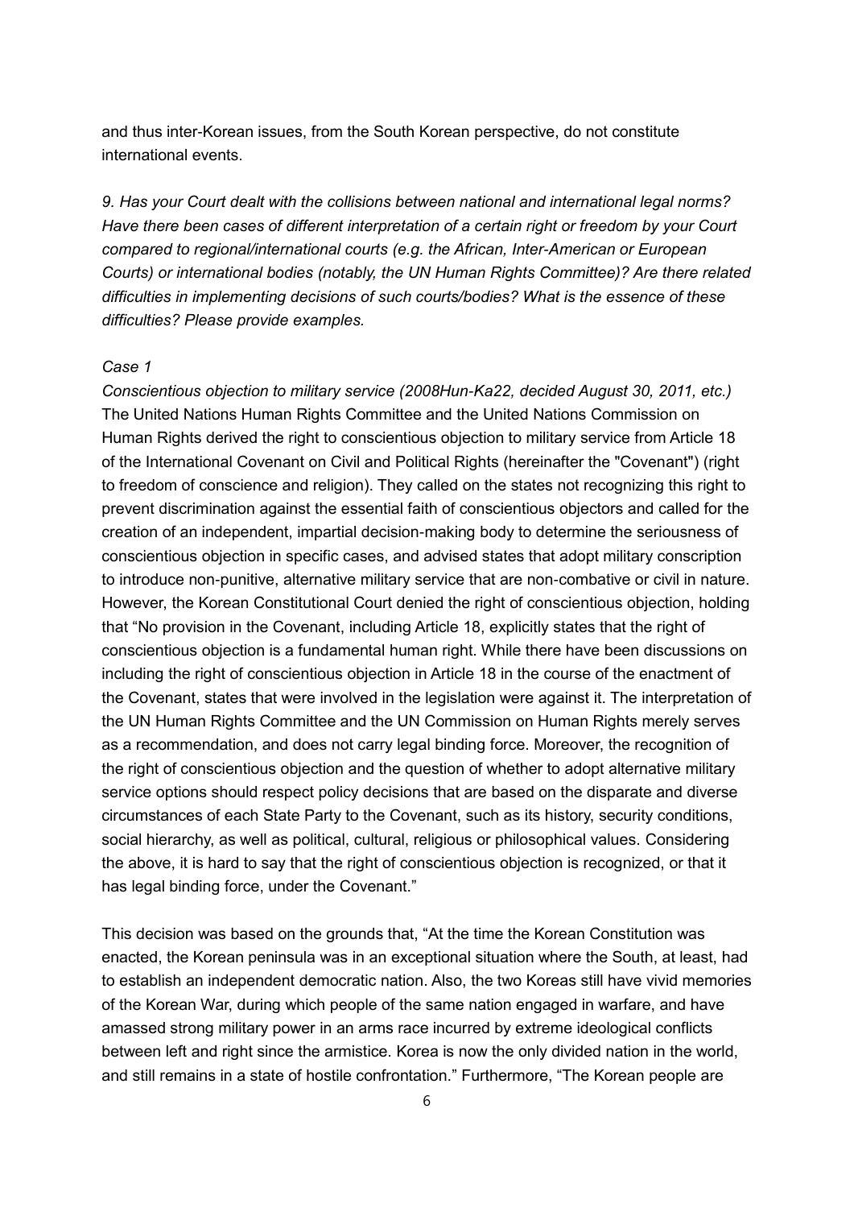and thus inter-Korean issues, from the South Korean perspective, do not constitute international events.

*9. Has your Court dealt with the collisions between national and international legal norms? Have there been cases of different interpretation of a certain right or freedom by your Court compared to regional/international courts (e.g. the African, Inter-American or European Courts) or international bodies (notably, the UN Human Rights Committee)? Are there related difficulties in implementing decisions of such courts/bodies? What is the essence of these difficulties? Please provide examples.*

*Case 1*

*Conscientious objection to military service (2008Hun-Ka22, decided August 30, 2011, etc.)*
The United Nations Human Rights Committee and the United Nations Commission on Human Rights derived the right to conscientious objection to military service from Article 18 of the International Covenant on Civil and Political Rights (hereinafter the "Covenant") (right to freedom of conscience and religion). They called on the states not recognizing this right to prevent discrimination against the essential faith of conscientious objectors and called for the creation of an independent, impartial decision-making body to determine the seriousness of conscientious objection in specific cases, and advised states that adopt military conscription to introduce non-punitive, alternative military service that are non-combative or civil in nature. However, the Korean Constitutional Court denied the right of conscientious objection, holding that "No provision in the Covenant, including Article 18, explicitly states that the right of conscientious objection is a fundamental human right. While there have been discussions on including the right of conscientious objection in Article 18 in the course of the enactment of the Covenant, states that were involved in the legislation were against it. The interpretation of the UN Human Rights Committee and the UN Commission on Human Rights merely serves as a recommendation, and does not carry legal binding force. Moreover, the recognition of the right of conscientious objection and the question of whether to adopt alternative military service options should respect policy decisions that are based on the disparate and diverse circumstances of each State Party to the Covenant, such as its history, security conditions, social hierarchy, as well as political, cultural, religious or philosophical values. Considering the above, it is hard to say that the right of conscientious objection is recognized, or that it has legal binding force, under the Covenant."

This decision was based on the grounds that, "At the time the Korean Constitution was enacted, the Korean peninsula was in an exceptional situation where the South, at least, had to establish an independent democratic nation. Also, the two Koreas still have vivid memories of the Korean War, during which people of the same nation engaged in warfare, and have amassed strong military power in an arms race incurred by extreme ideological conflicts between left and right since the armistice. Korea is now the only divided nation in the world, and still remains in a state of hostile confrontation." Furthermore, "The Korean people are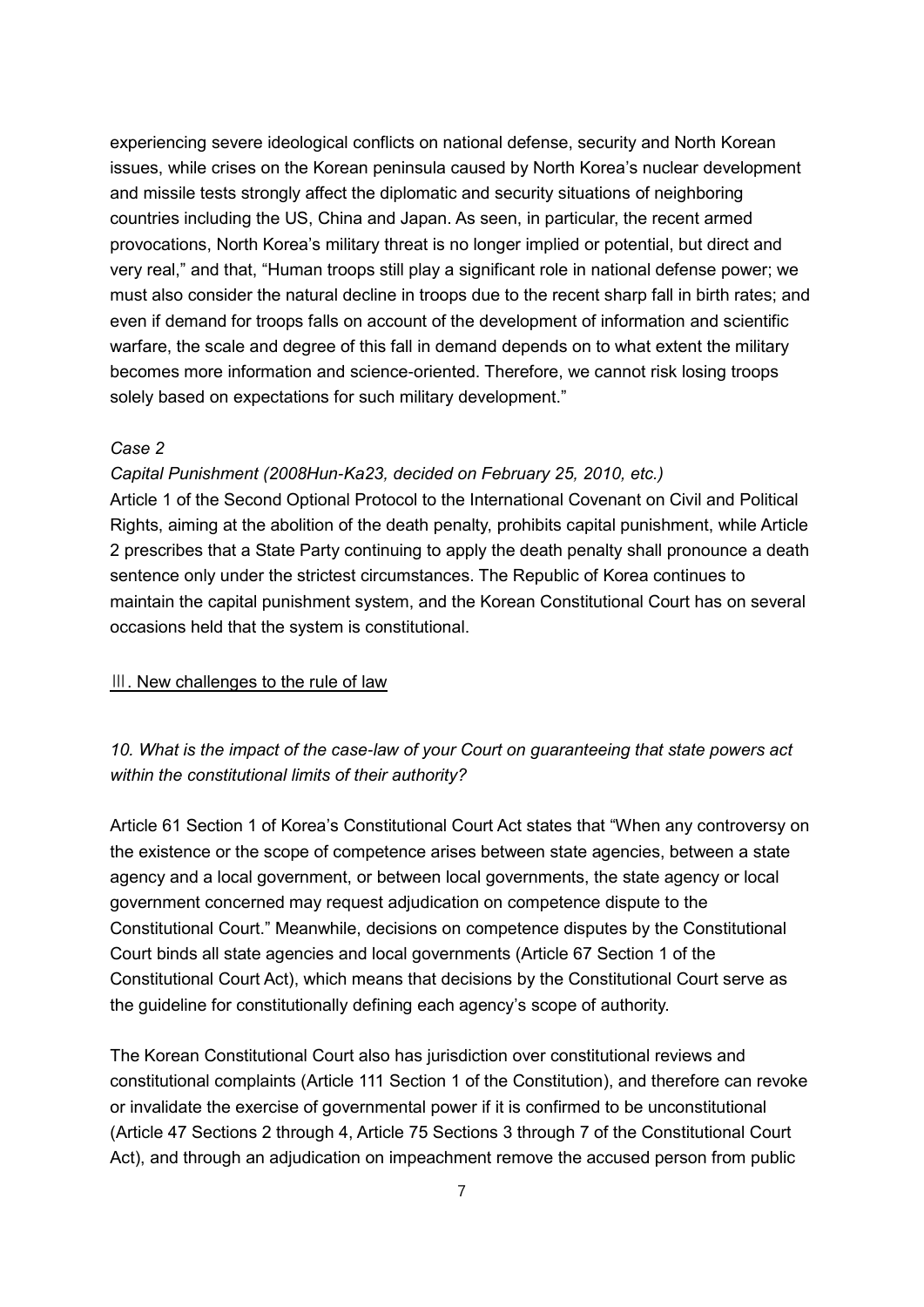experiencing severe ideological conflicts on national defense, security and North Korean issues, while crises on the Korean peninsula caused by North Korea's nuclear development and missile tests strongly affect the diplomatic and security situations of neighboring countries including the US, China and Japan. As seen, in particular, the recent armed provocations, North Korea's military threat is no longer implied or potential, but direct and very real," and that, "Human troops still play a significant role in national defense power; we must also consider the natural decline in troops due to the recent sharp fall in birth rates; and even if demand for troops falls on account of the development of information and scientific warfare, the scale and degree of this fall in demand depends on to what extent the military becomes more information and science-oriented. Therefore, we cannot risk losing troops solely based on expectations for such military development."

*Case 2*

*Capital Punishment (2008Hun-Ka23, decided on February 25, 2010, etc.)*

Article 1 of the Second Optional Protocol to the International Covenant on Civil and Political Rights, aiming at the abolition of the death penalty, prohibits capital punishment, while Article 2 prescribes that a State Party continuing to apply the death penalty shall pronounce a death sentence only under the strictest circumstances. The Republic of Korea continues to maintain the capital punishment system, and the Korean Constitutional Court has on several occasions held that the system is constitutional.

## Ⅲ. New challenges to the rule of law

*10. What is the impact of the case-law of your Court on guaranteeing that state powers act within the constitutional limits of their authority?*

Article 61 Section 1 of Korea's Constitutional Court Act states that "When any controversy on the existence or the scope of competence arises between state agencies, between a state agency and a local government, or between local governments, the state agency or local government concerned may request adjudication on competence dispute to the Constitutional Court." Meanwhile, decisions on competence disputes by the Constitutional Court binds all state agencies and local governments (Article 67 Section 1 of the Constitutional Court Act), which means that decisions by the Constitutional Court serve as the guideline for constitutionally defining each agency's scope of authority.

The Korean Constitutional Court also has jurisdiction over constitutional reviews and constitutional complaints (Article 111 Section 1 of the Constitution), and therefore can revoke or invalidate the exercise of governmental power if it is confirmed to be unconstitutional (Article 47 Sections 2 through 4, Article 75 Sections 3 through 7 of the Constitutional Court Act), and through an adjudication on impeachment remove the accused person from public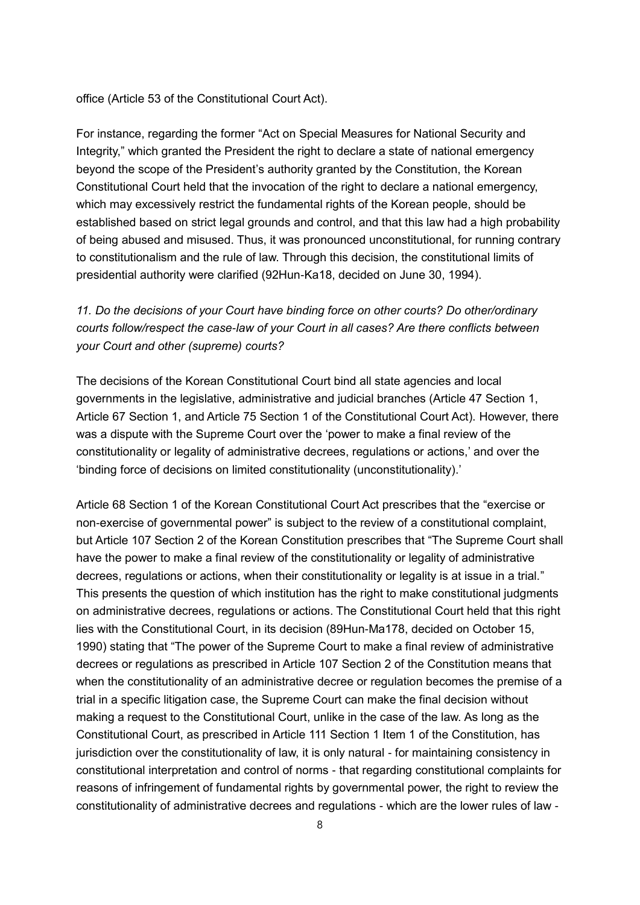office (Article 53 of the Constitutional Court Act).

For instance, regarding the former "Act on Special Measures for National Security and Integrity," which granted the President the right to declare a state of national emergency beyond the scope of the President's authority granted by the Constitution, the Korean Constitutional Court held that the invocation of the right to declare a national emergency, which may excessively restrict the fundamental rights of the Korean people, should be established based on strict legal grounds and control, and that this law had a high probability of being abused and misused. Thus, it was pronounced unconstitutional, for running contrary to constitutionalism and the rule of law. Through this decision, the constitutional limits of presidential authority were clarified (92Hun-Ka18, decided on June 30, 1994).

*11. Do the decisions of your Court have binding force on other courts? Do other/ordinary courts follow/respect the case-law of your Court in all cases? Are there conflicts between your Court and other (supreme) courts?*

The decisions of the Korean Constitutional Court bind all state agencies and local governments in the legislative, administrative and judicial branches (Article 47 Section 1, Article 67 Section 1, and Article 75 Section 1 of the Constitutional Court Act). However, there was a dispute with the Supreme Court over the 'power to make a final review of the constitutionality or legality of administrative decrees, regulations or actions,' and over the 'binding force of decisions on limited constitutionality (unconstitutionality).'

Article 68 Section 1 of the Korean Constitutional Court Act prescribes that the "exercise or non-exercise of governmental power" is subject to the review of a constitutional complaint, but Article 107 Section 2 of the Korean Constitution prescribes that "The Supreme Court shall have the power to make a final review of the constitutionality or legality of administrative decrees, regulations or actions, when their constitutionality or legality is at issue in a trial." This presents the question of which institution has the right to make constitutional judgments on administrative decrees, regulations or actions. The Constitutional Court held that this right lies with the Constitutional Court, in its decision (89Hun-Ma178, decided on October 15, 1990) stating that "The power of the Supreme Court to make a final review of administrative decrees or regulations as prescribed in Article 107 Section 2 of the Constitution means that when the constitutionality of an administrative decree or regulation becomes the premise of a trial in a specific litigation case, the Supreme Court can make the final decision without making a request to the Constitutional Court, unlike in the case of the law. As long as the Constitutional Court, as prescribed in Article 111 Section 1 Item 1 of the Constitution, has jurisdiction over the constitutionality of law, it is only natural - for maintaining consistency in constitutional interpretation and control of norms - that regarding constitutional complaints for reasons of infringement of fundamental rights by governmental power, the right to review the constitutionality of administrative decrees and regulations - which are the lower rules of law -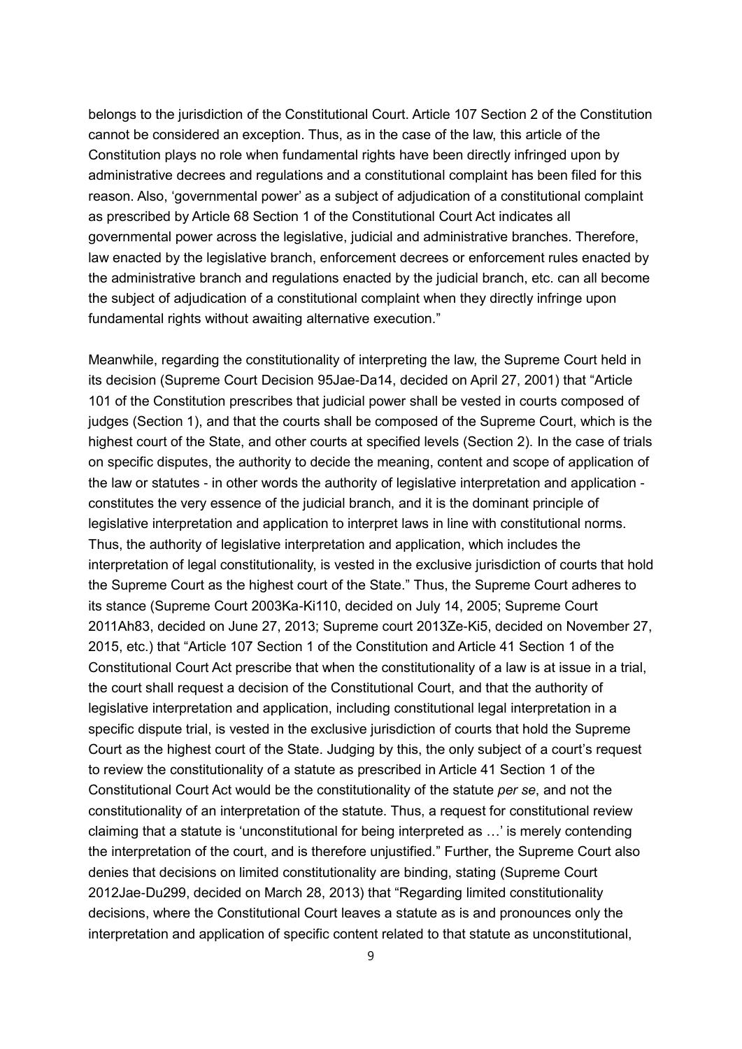belongs to the jurisdiction of the Constitutional Court. Article 107 Section 2 of the Constitution cannot be considered an exception. Thus, as in the case of the law, this article of the Constitution plays no role when fundamental rights have been directly infringed upon by administrative decrees and regulations and a constitutional complaint has been filed for this reason. Also, 'governmental power' as a subject of adjudication of a constitutional complaint as prescribed by Article 68 Section 1 of the Constitutional Court Act indicates all governmental power across the legislative, judicial and administrative branches. Therefore, law enacted by the legislative branch, enforcement decrees or enforcement rules enacted by the administrative branch and regulations enacted by the judicial branch, etc. can all become the subject of adjudication of a constitutional complaint when they directly infringe upon fundamental rights without awaiting alternative execution."

Meanwhile, regarding the constitutionality of interpreting the law, the Supreme Court held in its decision (Supreme Court Decision 95Jae-Da14, decided on April 27, 2001) that "Article 101 of the Constitution prescribes that judicial power shall be vested in courts composed of judges (Section 1), and that the courts shall be composed of the Supreme Court, which is the highest court of the State, and other courts at specified levels (Section 2). In the case of trials on specific disputes, the authority to decide the meaning, content and scope of application of the law or statutes - in other words the authority of legislative interpretation and application - constitutes the very essence of the judicial branch, and it is the dominant principle of legislative interpretation and application to interpret laws in line with constitutional norms. Thus, the authority of legislative interpretation and application, which includes the interpretation of legal constitutionality, is vested in the exclusive jurisdiction of courts that hold the Supreme Court as the highest court of the State." Thus, the Supreme Court adheres to its stance (Supreme Court 2003Ka-Ki110, decided on July 14, 2005; Supreme Court 2011Ah83, decided on June 27, 2013; Supreme court 2013Ze-Ki5, decided on November 27, 2015, etc.) that "Article 107 Section 1 of the Constitution and Article 41 Section 1 of the Constitutional Court Act prescribe that when the constitutionality of a law is at issue in a trial, the court shall request a decision of the Constitutional Court, and that the authority of legislative interpretation and application, including constitutional legal interpretation in a specific dispute trial, is vested in the exclusive jurisdiction of courts that hold the Supreme Court as the highest court of the State. Judging by this, the only subject of a court's request to review the constitutionality of a statute as prescribed in Article 41 Section 1 of the Constitutional Court Act would be the constitutionality of the statute *per se*, and not the constitutionality of an interpretation of the statute. Thus, a request for constitutional review claiming that a statute is 'unconstitutional for being interpreted as …' is merely contending the interpretation of the court, and is therefore unjustified." Further, the Supreme Court also denies that decisions on limited constitutionality are binding, stating (Supreme Court 2012Jae-Du299, decided on March 28, 2013) that "Regarding limited constitutionality decisions, where the Constitutional Court leaves a statute as is and pronounces only the interpretation and application of specific content related to that statute as unconstitutional,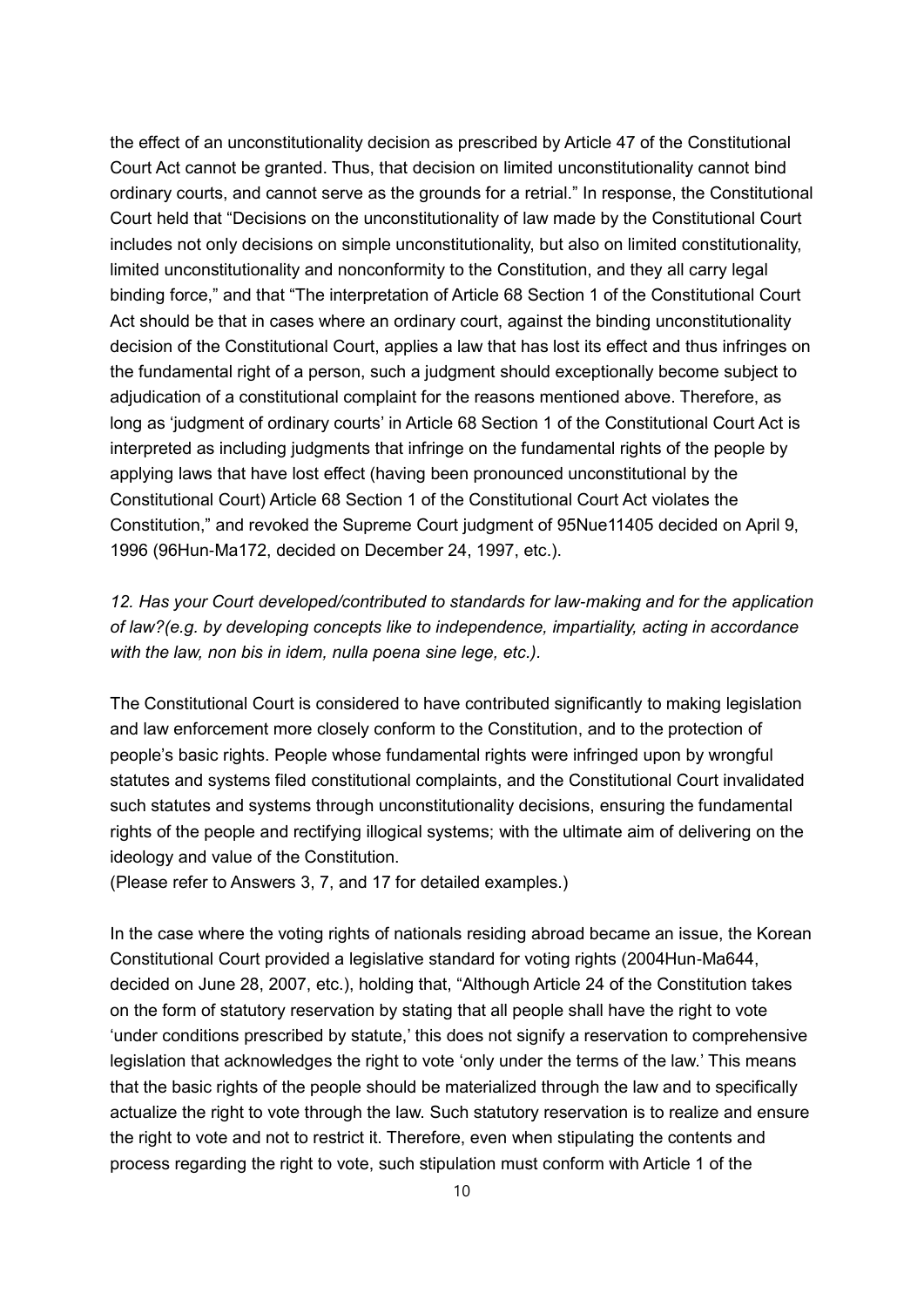the effect of an unconstitutionality decision as prescribed by Article 47 of the Constitutional Court Act cannot be granted. Thus, that decision on limited unconstitutionality cannot bind ordinary courts, and cannot serve as the grounds for a retrial." In response, the Constitutional Court held that "Decisions on the unconstitutionality of law made by the Constitutional Court includes not only decisions on simple unconstitutionality, but also on limited constitutionality, limited unconstitutionality and nonconformity to the Constitution, and they all carry legal binding force," and that "The interpretation of Article 68 Section 1 of the Constitutional Court Act should be that in cases where an ordinary court, against the binding unconstitutionality decision of the Constitutional Court, applies a law that has lost its effect and thus infringes on the fundamental right of a person, such a judgment should exceptionally become subject to adjudication of a constitutional complaint for the reasons mentioned above. Therefore, as long as 'judgment of ordinary courts' in Article 68 Section 1 of the Constitutional Court Act is interpreted as including judgments that infringe on the fundamental rights of the people by applying laws that have lost effect (having been pronounced unconstitutional by the Constitutional Court) Article 68 Section 1 of the Constitutional Court Act violates the Constitution," and revoked the Supreme Court judgment of 95Nue11405 decided on April 9, 1996 (96Hun-Ma172, decided on December 24, 1997, etc.).

*12. Has your Court developed/contributed to standards for law-making and for the application of law?(e.g. by developing concepts like to independence, impartiality, acting in accordance with the law, non bis in idem, nulla poena sine lege, etc.).*

The Constitutional Court is considered to have contributed significantly to making legislation and law enforcement more closely conform to the Constitution, and to the protection of people's basic rights. People whose fundamental rights were infringed upon by wrongful statutes and systems filed constitutional complaints, and the Constitutional Court invalidated such statutes and systems through unconstitutionality decisions, ensuring the fundamental rights of the people and rectifying illogical systems; with the ultimate aim of delivering on the ideology and value of the Constitution.
(Please refer to Answers 3, 7, and 17 for detailed examples.)

In the case where the voting rights of nationals residing abroad became an issue, the Korean Constitutional Court provided a legislative standard for voting rights (2004Hun-Ma644, decided on June 28, 2007, etc.), holding that, "Although Article 24 of the Constitution takes on the form of statutory reservation by stating that all people shall have the right to vote 'under conditions prescribed by statute,' this does not signify a reservation to comprehensive legislation that acknowledges the right to vote 'only under the terms of the law.' This means that the basic rights of the people should be materialized through the law and to specifically actualize the right to vote through the law. Such statutory reservation is to realize and ensure the right to vote and not to restrict it. Therefore, even when stipulating the contents and process regarding the right to vote, such stipulation must conform with Article 1 of the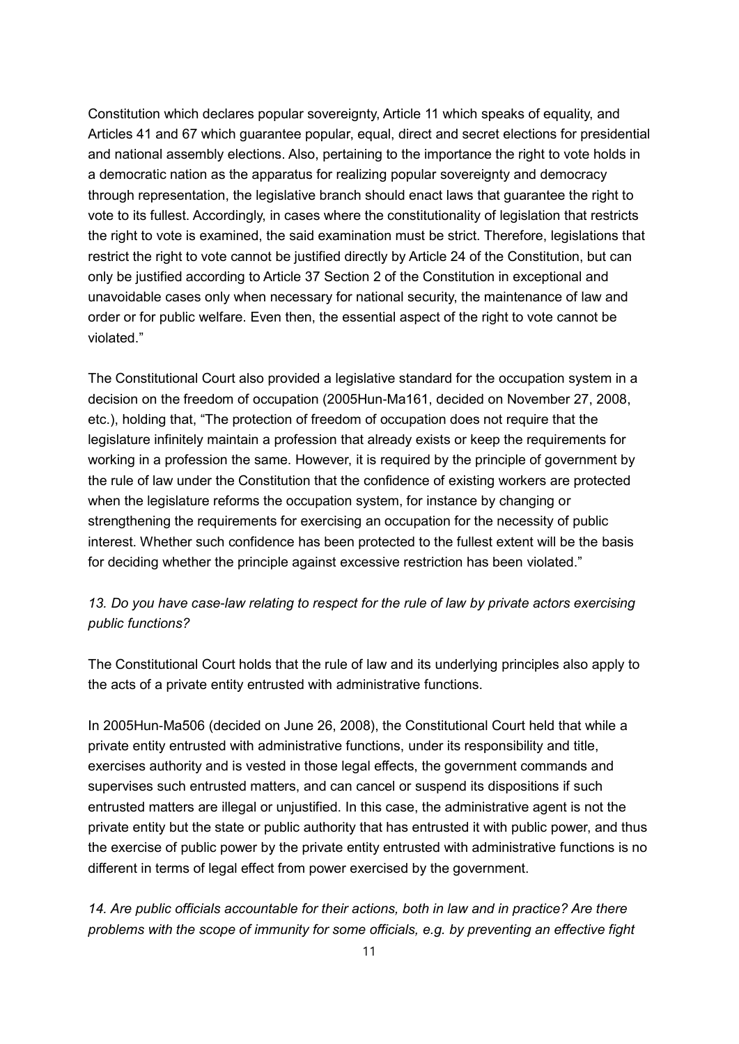Constitution which declares popular sovereignty, Article 11 which speaks of equality, and Articles 41 and 67 which guarantee popular, equal, direct and secret elections for presidential and national assembly elections. Also, pertaining to the importance the right to vote holds in a democratic nation as the apparatus for realizing popular sovereignty and democracy through representation, the legislative branch should enact laws that guarantee the right to vote to its fullest. Accordingly, in cases where the constitutionality of legislation that restricts the right to vote is examined, the said examination must be strict. Therefore, legislations that restrict the right to vote cannot be justified directly by Article 24 of the Constitution, but can only be justified according to Article 37 Section 2 of the Constitution in exceptional and unavoidable cases only when necessary for national security, the maintenance of law and order or for public welfare. Even then, the essential aspect of the right to vote cannot be violated."

The Constitutional Court also provided a legislative standard for the occupation system in a decision on the freedom of occupation (2005Hun-Ma161, decided on November 27, 2008, etc.), holding that, "The protection of freedom of occupation does not require that the legislature infinitely maintain a profession that already exists or keep the requirements for working in a profession the same. However, it is required by the principle of government by the rule of law under the Constitution that the confidence of existing workers are protected when the legislature reforms the occupation system, for instance by changing or strengthening the requirements for exercising an occupation for the necessity of public interest. Whether such confidence has been protected to the fullest extent will be the basis for deciding whether the principle against excessive restriction has been violated."

*13. Do you have case-law relating to respect for the rule of law by private actors exercising public functions?*

The Constitutional Court holds that the rule of law and its underlying principles also apply to the acts of a private entity entrusted with administrative functions.

In 2005Hun-Ma506 (decided on June 26, 2008), the Constitutional Court held that while a private entity entrusted with administrative functions, under its responsibility and title, exercises authority and is vested in those legal effects, the government commands and supervises such entrusted matters, and can cancel or suspend its dispositions if such entrusted matters are illegal or unjustified. In this case, the administrative agent is not the private entity but the state or public authority that has entrusted it with public power, and thus the exercise of public power by the private entity entrusted with administrative functions is no different in terms of legal effect from power exercised by the government.

*14. Are public officials accountable for their actions, both in law and in practice? Are there problems with the scope of immunity for some officials, e.g. by preventing an effective fight*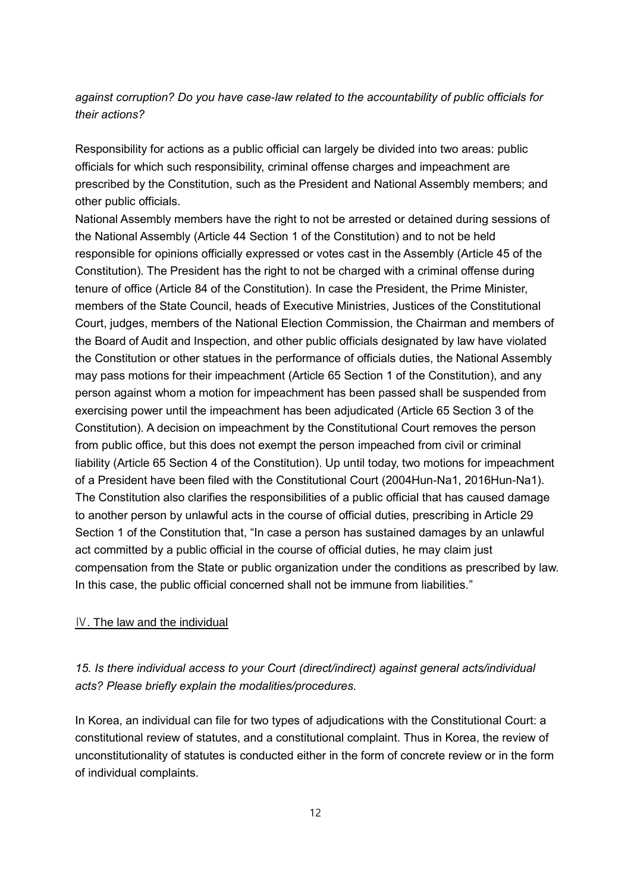*against corruption? Do you have case-law related to the accountability of public officials for their actions?*

Responsibility for actions as a public official can largely be divided into two areas: public officials for which such responsibility, criminal offense charges and impeachment are prescribed by the Constitution, such as the President and National Assembly members; and other public officials.

National Assembly members have the right to not be arrested or detained during sessions of the National Assembly (Article 44 Section 1 of the Constitution) and to not be held responsible for opinions officially expressed or votes cast in the Assembly (Article 45 of the Constitution). The President has the right to not be charged with a criminal offense during tenure of office (Article 84 of the Constitution). In case the President, the Prime Minister, members of the State Council, heads of Executive Ministries, Justices of the Constitutional Court, judges, members of the National Election Commission, the Chairman and members of the Board of Audit and Inspection, and other public officials designated by law have violated the Constitution or other statues in the performance of officials duties, the National Assembly may pass motions for their impeachment (Article 65 Section 1 of the Constitution), and any person against whom a motion for impeachment has been passed shall be suspended from exercising power until the impeachment has been adjudicated (Article 65 Section 3 of the Constitution). A decision on impeachment by the Constitutional Court removes the person from public office, but this does not exempt the person impeached from civil or criminal liability (Article 65 Section 4 of the Constitution). Up until today, two motions for impeachment of a President have been filed with the Constitutional Court (2004Hun-Na1, 2016Hun-Na1). The Constitution also clarifies the responsibilities of a public official that has caused damage to another person by unlawful acts in the course of official duties, prescribing in Article 29 Section 1 of the Constitution that, "In case a person has sustained damages by an unlawful act committed by a public official in the course of official duties, he may claim just compensation from the State or public organization under the conditions as prescribed by law. In this case, the public official concerned shall not be immune from liabilities."

## Ⅳ. The law and the individual

*15. Is there individual access to your Court (direct/indirect) against general acts/individual acts? Please briefly explain the modalities/procedures.*

In Korea, an individual can file for two types of adjudications with the Constitutional Court: a constitutional review of statutes, and a constitutional complaint. Thus in Korea, the review of unconstitutionality of statutes is conducted either in the form of concrete review or in the form of individual complaints.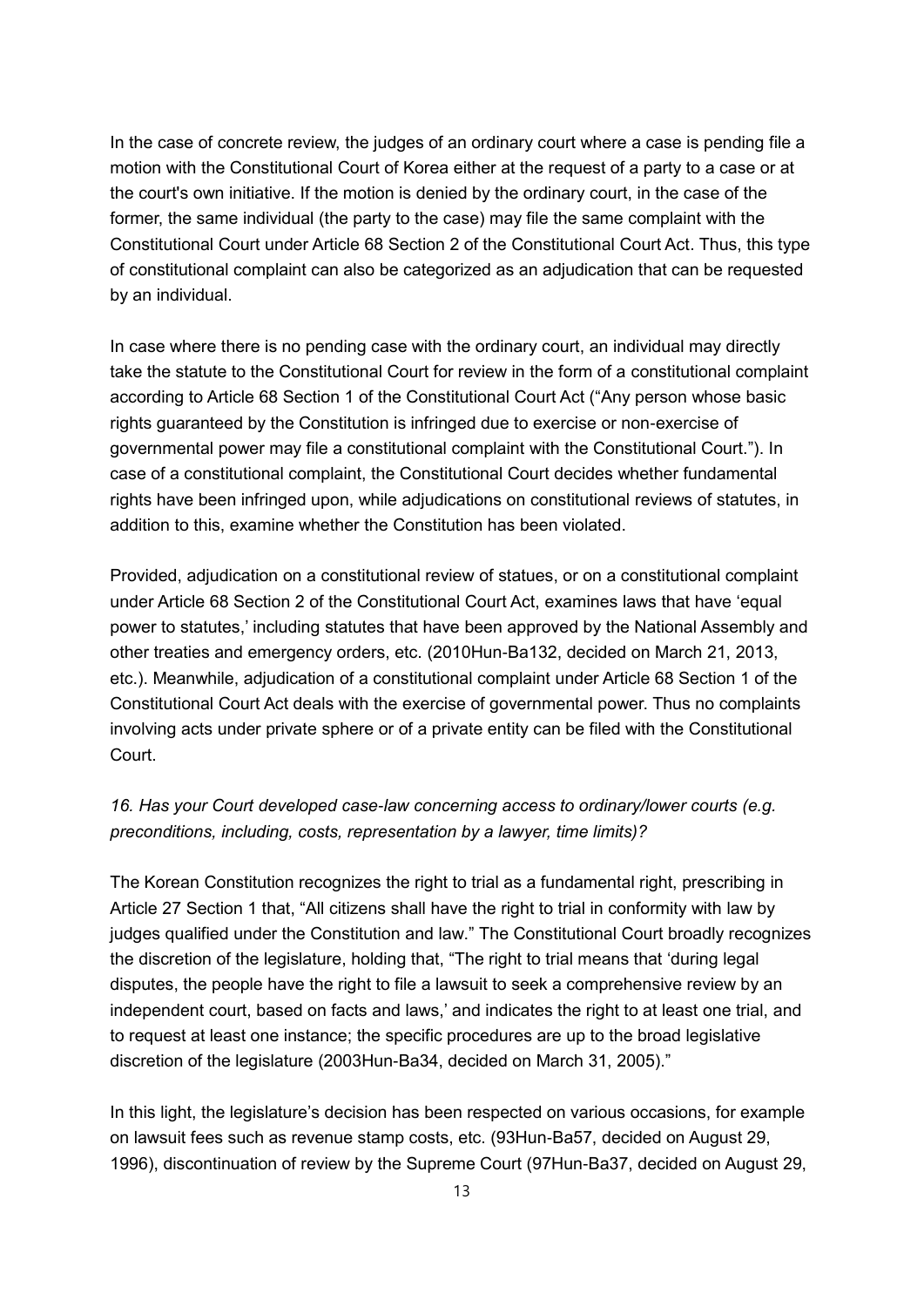In the case of concrete review, the judges of an ordinary court where a case is pending file a motion with the Constitutional Court of Korea either at the request of a party to a case or at the court's own initiative. If the motion is denied by the ordinary court, in the case of the former, the same individual (the party to the case) may file the same complaint with the Constitutional Court under Article 68 Section 2 of the Constitutional Court Act. Thus, this type of constitutional complaint can also be categorized as an adjudication that can be requested by an individual.

In case where there is no pending case with the ordinary court, an individual may directly take the statute to the Constitutional Court for review in the form of a constitutional complaint according to Article 68 Section 1 of the Constitutional Court Act ("Any person whose basic rights guaranteed by the Constitution is infringed due to exercise or non-exercise of governmental power may file a constitutional complaint with the Constitutional Court."). In case of a constitutional complaint, the Constitutional Court decides whether fundamental rights have been infringed upon, while adjudications on constitutional reviews of statutes, in addition to this, examine whether the Constitution has been violated.

Provided, adjudication on a constitutional review of statues, or on a constitutional complaint under Article 68 Section 2 of the Constitutional Court Act, examines laws that have 'equal power to statutes,' including statutes that have been approved by the National Assembly and other treaties and emergency orders, etc. (2010Hun-Ba132, decided on March 21, 2013, etc.). Meanwhile, adjudication of a constitutional complaint under Article 68 Section 1 of the Constitutional Court Act deals with the exercise of governmental power. Thus no complaints involving acts under private sphere or of a private entity can be filed with the Constitutional Court.

*16. Has your Court developed case-law concerning access to ordinary/lower courts (e.g. preconditions, including, costs, representation by a lawyer, time limits)?*

The Korean Constitution recognizes the right to trial as a fundamental right, prescribing in Article 27 Section 1 that, "All citizens shall have the right to trial in conformity with law by judges qualified under the Constitution and law." The Constitutional Court broadly recognizes the discretion of the legislature, holding that, "The right to trial means that 'during legal disputes, the people have the right to file a lawsuit to seek a comprehensive review by an independent court, based on facts and laws,' and indicates the right to at least one trial, and to request at least one instance; the specific procedures are up to the broad legislative discretion of the legislature (2003Hun-Ba34, decided on March 31, 2005)."

In this light, the legislature's decision has been respected on various occasions, for example on lawsuit fees such as revenue stamp costs, etc. (93Hun-Ba57, decided on August 29, 1996), discontinuation of review by the Supreme Court (97Hun-Ba37, decided on August 29,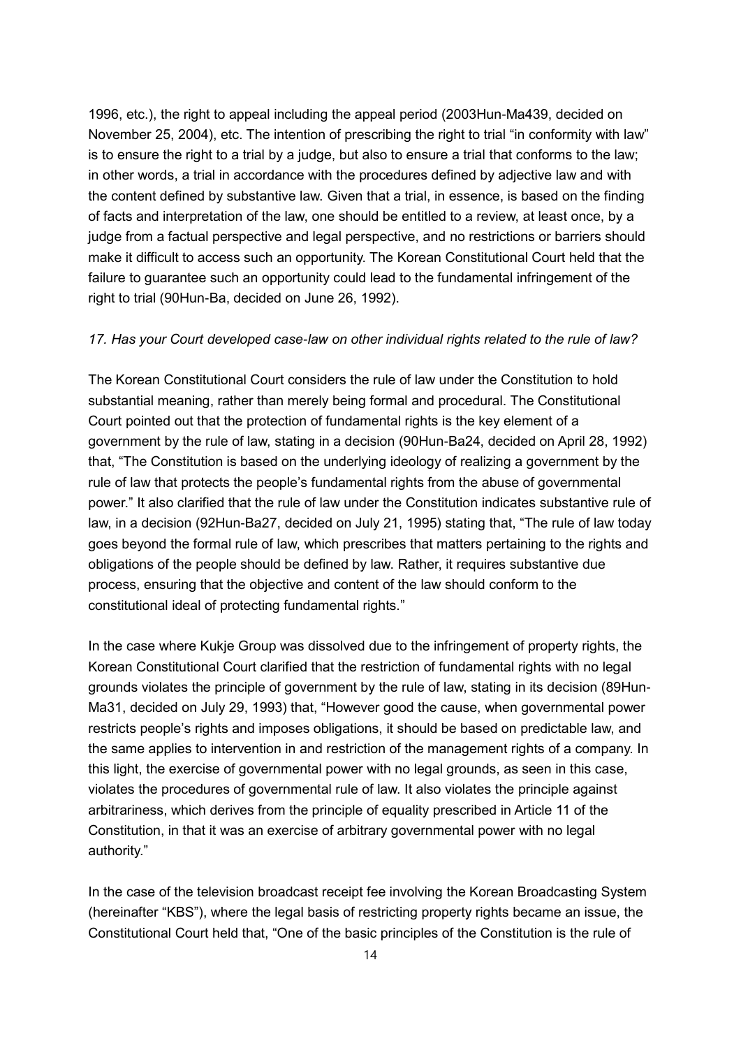1996, etc.), the right to appeal including the appeal period (2003Hun-Ma439, decided on November 25, 2004), etc. The intention of prescribing the right to trial "in conformity with law" is to ensure the right to a trial by a judge, but also to ensure a trial that conforms to the law; in other words, a trial in accordance with the procedures defined by adjective law and with the content defined by substantive law. Given that a trial, in essence, is based on the finding of facts and interpretation of the law, one should be entitled to a review, at least once, by a judge from a factual perspective and legal perspective, and no restrictions or barriers should make it difficult to access such an opportunity. The Korean Constitutional Court held that the failure to guarantee such an opportunity could lead to the fundamental infringement of the right to trial (90Hun-Ba, decided on June 26, 1992).

*17. Has your Court developed case-law on other individual rights related to the rule of law?*

The Korean Constitutional Court considers the rule of law under the Constitution to hold substantial meaning, rather than merely being formal and procedural. The Constitutional Court pointed out that the protection of fundamental rights is the key element of a government by the rule of law, stating in a decision (90Hun-Ba24, decided on April 28, 1992) that, "The Constitution is based on the underlying ideology of realizing a government by the rule of law that protects the people's fundamental rights from the abuse of governmental power." It also clarified that the rule of law under the Constitution indicates substantive rule of law, in a decision (92Hun-Ba27, decided on July 21, 1995) stating that, "The rule of law today goes beyond the formal rule of law, which prescribes that matters pertaining to the rights and obligations of the people should be defined by law. Rather, it requires substantive due process, ensuring that the objective and content of the law should conform to the constitutional ideal of protecting fundamental rights."

In the case where Kukje Group was dissolved due to the infringement of property rights, the Korean Constitutional Court clarified that the restriction of fundamental rights with no legal grounds violates the principle of government by the rule of law, stating in its decision (89Hun-Ma31, decided on July 29, 1993) that, "However good the cause, when governmental power restricts people's rights and imposes obligations, it should be based on predictable law, and the same applies to intervention in and restriction of the management rights of a company. In this light, the exercise of governmental power with no legal grounds, as seen in this case, violates the procedures of governmental rule of law. It also violates the principle against arbitrariness, which derives from the principle of equality prescribed in Article 11 of the Constitution, in that it was an exercise of arbitrary governmental power with no legal authority."

In the case of the television broadcast receipt fee involving the Korean Broadcasting System (hereinafter "KBS"), where the legal basis of restricting property rights became an issue, the Constitutional Court held that, "One of the basic principles of the Constitution is the rule of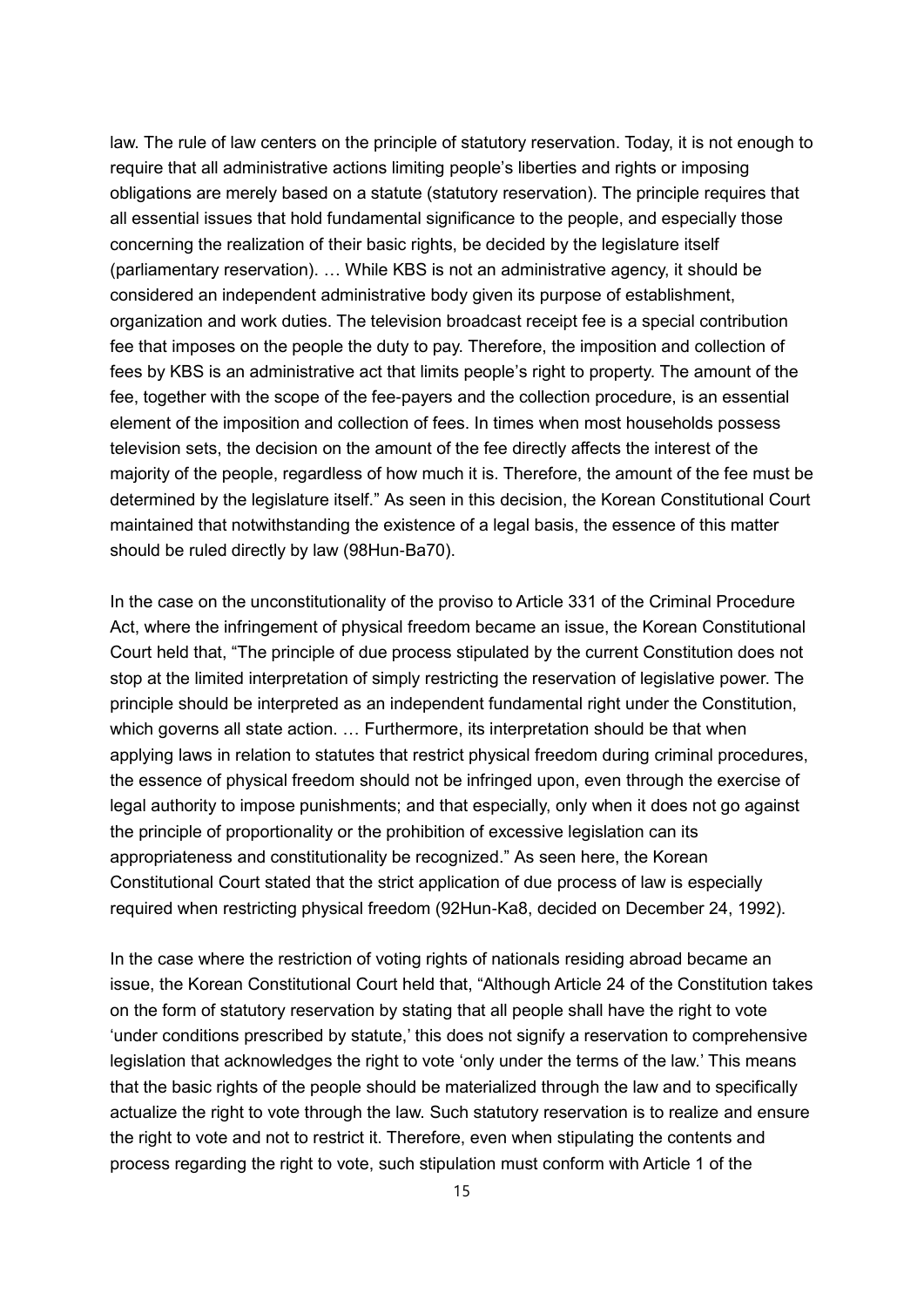law. The rule of law centers on the principle of statutory reservation. Today, it is not enough to require that all administrative actions limiting people's liberties and rights or imposing obligations are merely based on a statute (statutory reservation). The principle requires that all essential issues that hold fundamental significance to the people, and especially those concerning the realization of their basic rights, be decided by the legislature itself (parliamentary reservation). … While KBS is not an administrative agency, it should be considered an independent administrative body given its purpose of establishment, organization and work duties. The television broadcast receipt fee is a special contribution fee that imposes on the people the duty to pay. Therefore, the imposition and collection of fees by KBS is an administrative act that limits people's right to property. The amount of the fee, together with the scope of the fee-payers and the collection procedure, is an essential element of the imposition and collection of fees. In times when most households possess television sets, the decision on the amount of the fee directly affects the interest of the majority of the people, regardless of how much it is. Therefore, the amount of the fee must be determined by the legislature itself." As seen in this decision, the Korean Constitutional Court maintained that notwithstanding the existence of a legal basis, the essence of this matter should be ruled directly by law (98Hun-Ba70).

In the case on the unconstitutionality of the proviso to Article 331 of the Criminal Procedure Act, where the infringement of physical freedom became an issue, the Korean Constitutional Court held that, "The principle of due process stipulated by the current Constitution does not stop at the limited interpretation of simply restricting the reservation of legislative power. The principle should be interpreted as an independent fundamental right under the Constitution, which governs all state action. … Furthermore, its interpretation should be that when applying laws in relation to statutes that restrict physical freedom during criminal procedures, the essence of physical freedom should not be infringed upon, even through the exercise of legal authority to impose punishments; and that especially, only when it does not go against the principle of proportionality or the prohibition of excessive legislation can its appropriateness and constitutionality be recognized." As seen here, the Korean Constitutional Court stated that the strict application of due process of law is especially required when restricting physical freedom (92Hun-Ka8, decided on December 24, 1992).

In the case where the restriction of voting rights of nationals residing abroad became an issue, the Korean Constitutional Court held that, "Although Article 24 of the Constitution takes on the form of statutory reservation by stating that all people shall have the right to vote 'under conditions prescribed by statute,' this does not signify a reservation to comprehensive legislation that acknowledges the right to vote 'only under the terms of the law.' This means that the basic rights of the people should be materialized through the law and to specifically actualize the right to vote through the law. Such statutory reservation is to realize and ensure the right to vote and not to restrict it. Therefore, even when stipulating the contents and process regarding the right to vote, such stipulation must conform with Article 1 of the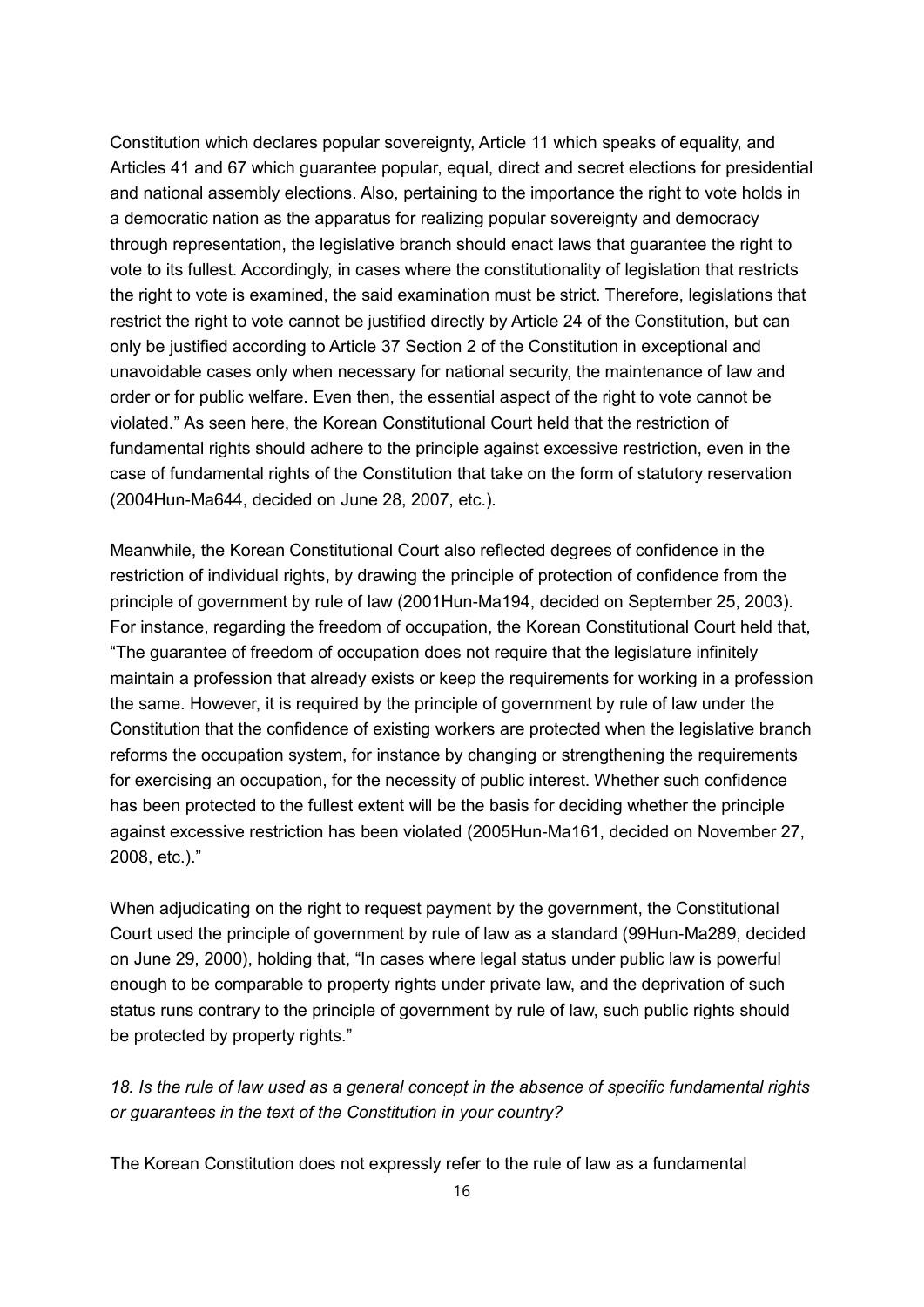Constitution which declares popular sovereignty, Article 11 which speaks of equality, and Articles 41 and 67 which guarantee popular, equal, direct and secret elections for presidential and national assembly elections. Also, pertaining to the importance the right to vote holds in a democratic nation as the apparatus for realizing popular sovereignty and democracy through representation, the legislative branch should enact laws that guarantee the right to vote to its fullest. Accordingly, in cases where the constitutionality of legislation that restricts the right to vote is examined, the said examination must be strict. Therefore, legislations that restrict the right to vote cannot be justified directly by Article 24 of the Constitution, but can only be justified according to Article 37 Section 2 of the Constitution in exceptional and unavoidable cases only when necessary for national security, the maintenance of law and order or for public welfare. Even then, the essential aspect of the right to vote cannot be violated." As seen here, the Korean Constitutional Court held that the restriction of fundamental rights should adhere to the principle against excessive restriction, even in the case of fundamental rights of the Constitution that take on the form of statutory reservation (2004Hun-Ma644, decided on June 28, 2007, etc.).

Meanwhile, the Korean Constitutional Court also reflected degrees of confidence in the restriction of individual rights, by drawing the principle of protection of confidence from the principle of government by rule of law (2001Hun-Ma194, decided on September 25, 2003). For instance, regarding the freedom of occupation, the Korean Constitutional Court held that, "The guarantee of freedom of occupation does not require that the legislature infinitely maintain a profession that already exists or keep the requirements for working in a profession the same. However, it is required by the principle of government by rule of law under the Constitution that the confidence of existing workers are protected when the legislative branch reforms the occupation system, for instance by changing or strengthening the requirements for exercising an occupation, for the necessity of public interest. Whether such confidence has been protected to the fullest extent will be the basis for deciding whether the principle against excessive restriction has been violated (2005Hun-Ma161, decided on November 27, 2008, etc.)."

When adjudicating on the right to request payment by the government, the Constitutional Court used the principle of government by rule of law as a standard (99Hun-Ma289, decided on June 29, 2000), holding that, "In cases where legal status under public law is powerful enough to be comparable to property rights under private law, and the deprivation of such status runs contrary to the principle of government by rule of law, such public rights should be protected by property rights."

*18. Is the rule of law used as a general concept in the absence of specific fundamental rights or guarantees in the text of the Constitution in your country?*

The Korean Constitution does not expressly refer to the rule of law as a fundamental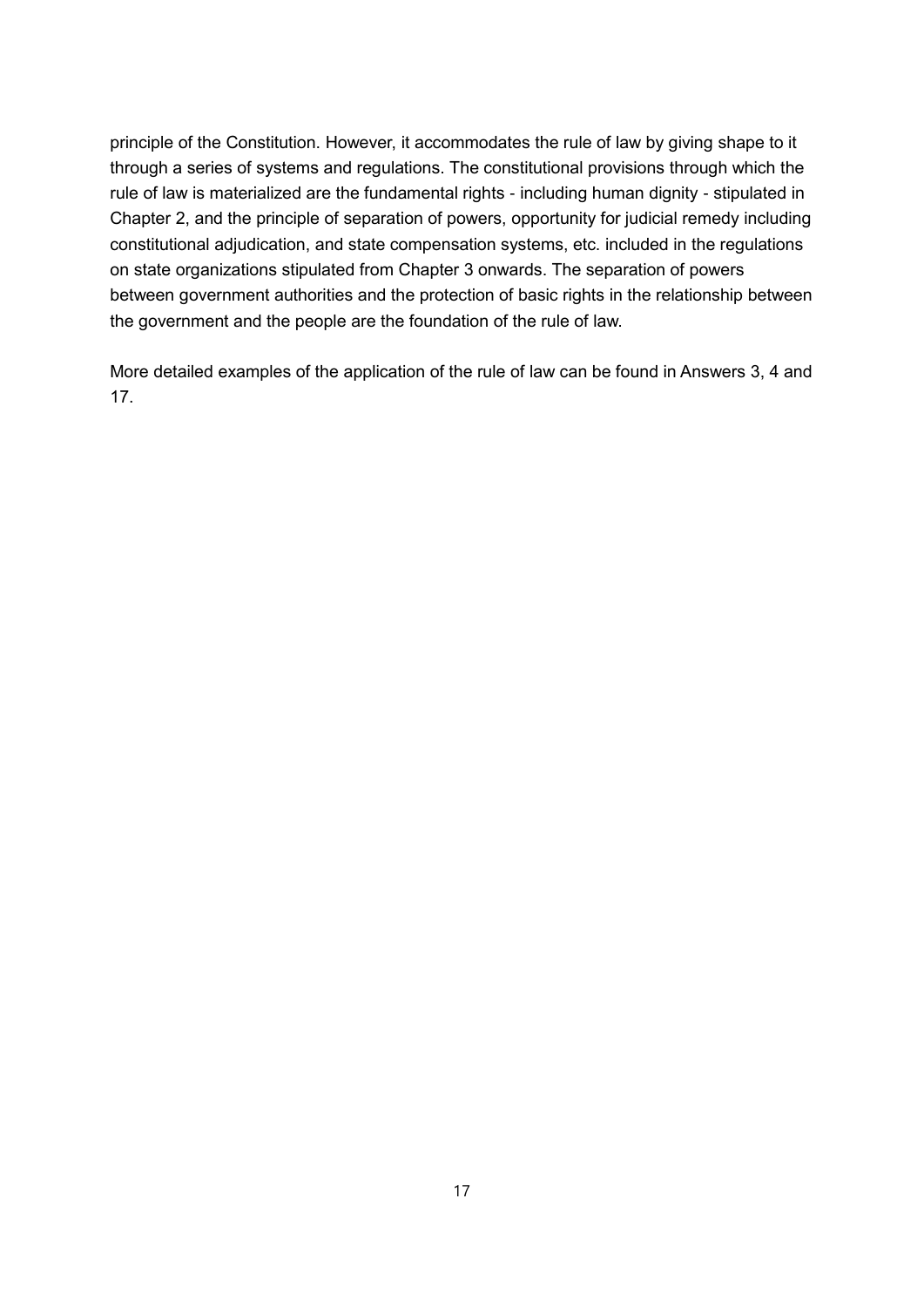principle of the Constitution. However, it accommodates the rule of law by giving shape to it through a series of systems and regulations. The constitutional provisions through which the rule of law is materialized are the fundamental rights - including human dignity - stipulated in Chapter 2, and the principle of separation of powers, opportunity for judicial remedy including constitutional adjudication, and state compensation systems, etc. included in the regulations on state organizations stipulated from Chapter 3 onwards. The separation of powers between government authorities and the protection of basic rights in the relationship between the government and the people are the foundation of the rule of law.

More detailed examples of the application of the rule of law can be found in Answers 3, 4 and 17.